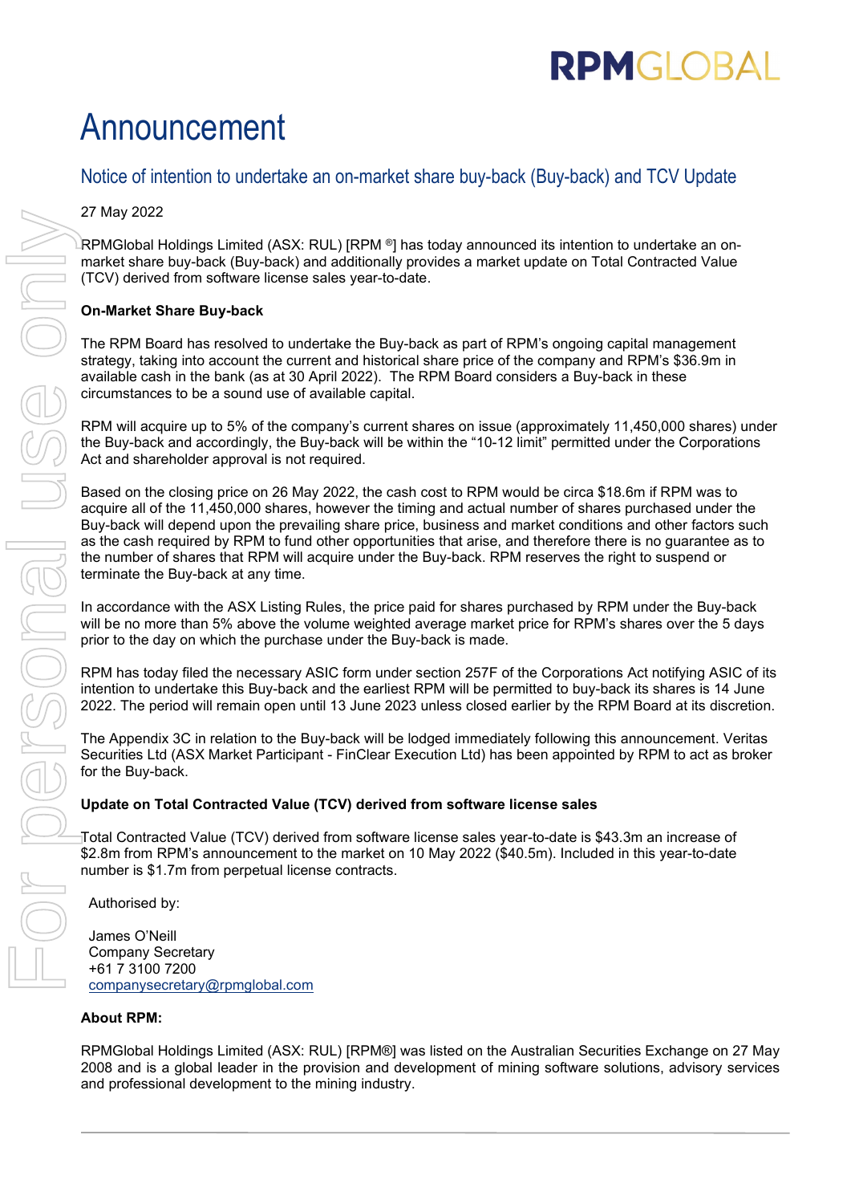# Announcement

## Notice of intention to undertake an on-market share buy-back (Buy-back) and TCV Update

27 May 2022

RPMGlobal Holdings Limited (ASX: RUL) [RPM ®] has today announced its intention to undertake an on-market share buy-back (Buy-back) and additionally provides a market update on Total Contracted Value (TCV) derived from software license sales year-to-date.

**On-Market Share Buy-back**

The RPM Board has resolved to undertake the Buy-back as part of RPM's ongoing capital management strategy, taking into account the current and historical share price of the company and RPM's $36.9m in available cash in the bank (as at 30 April 2022). The RPM Board considers a Buy-back in these circumstances to be a sound use of available capital.

RPM will acquire up to 5% of the company's current shares on issue (approximately 11,450,000 shares) under the Buy-back and accordingly, the Buy-back will be within the "10-12 limit" permitted under the Corporations Act and shareholder approval is not required.

Based on the closing price on 26 May 2022, the cash cost to RPM would be circa $18.6m if RPM was to acquire all of the 11,450,000 shares, however the timing and actual number of shares purchased under the Buy-back will depend upon the prevailing share price, business and market conditions and other factors such as the cash required by RPM to fund other opportunities that arise, and therefore there is no guarantee as to the number of shares that RPM will acquire under the Buy-back. RPM reserves the right to suspend or terminate the Buy-back at any time.

In accordance with the ASX Listing Rules, the price paid for shares purchased by RPM under the Buy-back will be no more than 5% above the volume weighted average market price for RPM's shares over the 5 days prior to the day on which the purchase under the Buy-back is made.

RPM has today filed the necessary ASIC form under section 257F of the Corporations Act notifying ASIC of its intention to undertake this Buy-back and the earliest RPM will be permitted to buy-back its shares is 14 June 2022. The period will remain open until 13 June 2023 unless closed earlier by the RPM Board at its discretion.

The Appendix 3C in relation to the Buy-back will be lodged immediately following this announcement. Veritas Securities Ltd (ASX Market Participant - FinClear Execution Ltd) has been appointed by RPM to act as broker for the Buy-back.

**Update on Total Contracted Value (TCV) derived from software license sales**

Total Contracted Value (TCV) derived from software license sales year-to-date is $43.3m an increase of $2.8m from RPM's announcement to the market on 10 May 2022 ($40.5m). Included in this year-to-date number is $1.7m from perpetual license contracts.

Authorised by:

James O'Neill
Company Secretary
+61 7 3100 7200
companysecretary@rpmglobal.com

**About RPM:**

RPMGlobal Holdings Limited (ASX: RUL) [RPM®] was listed on the Australian Securities Exchange on 27 May 2008 and is a global leader in the provision and development of mining software solutions, advisory services and professional development to the mining industry.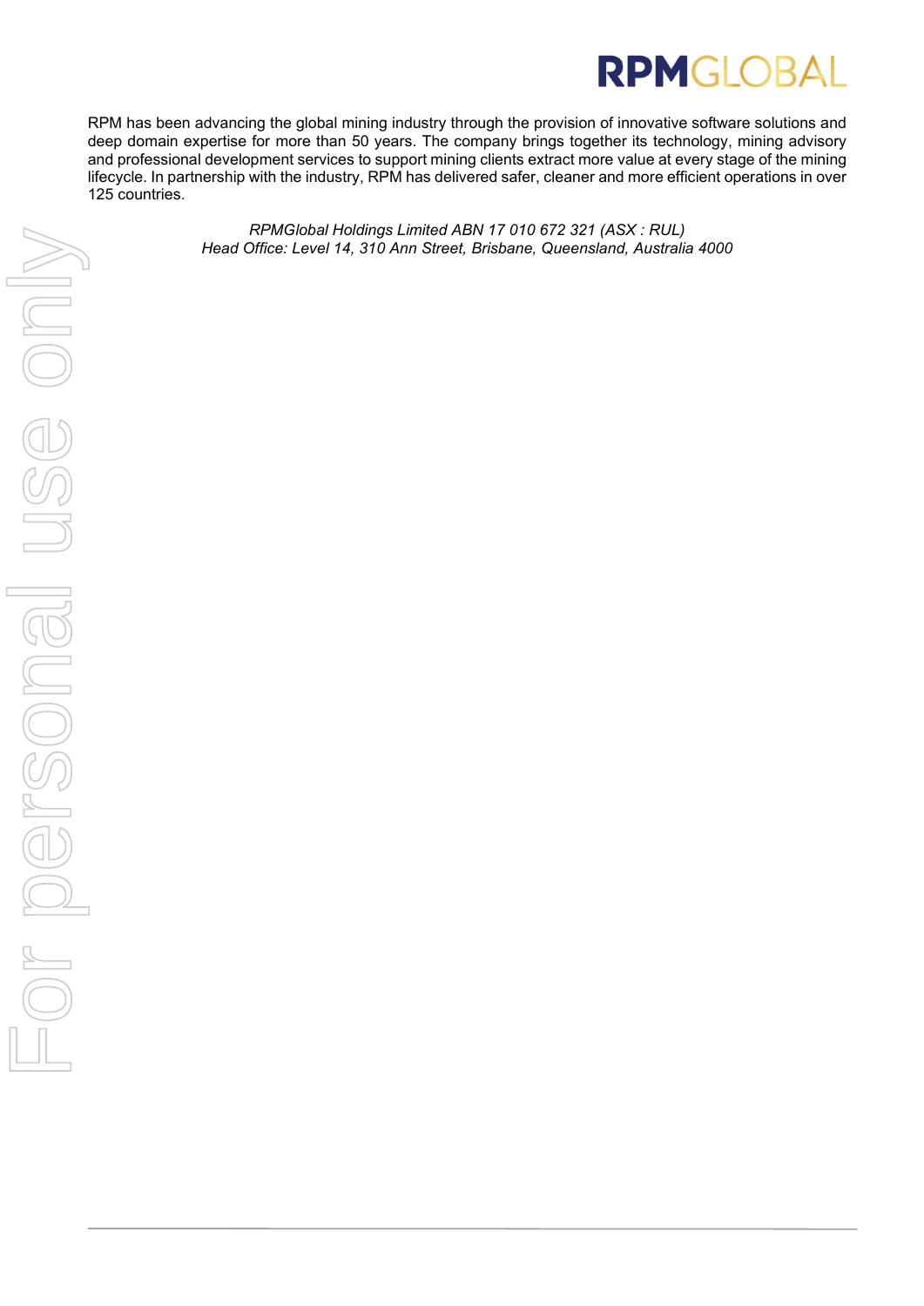RPM has been advancing the global mining industry through the provision of innovative software solutions and deep domain expertise for more than 50 years. The company brings together its technology, mining advisory and professional development services to support mining clients extract more value at every stage of the mining lifecycle. In partnership with the industry, RPM has delivered safer, cleaner and more efficient operations in over 125 countries.

*RPMGlobal Holdings Limited ABN 17 010 672 321 (ASX : RUL)*
*Head Office: Level 14, 310 Ann Street, Brisbane, Queensland, Australia 4000*